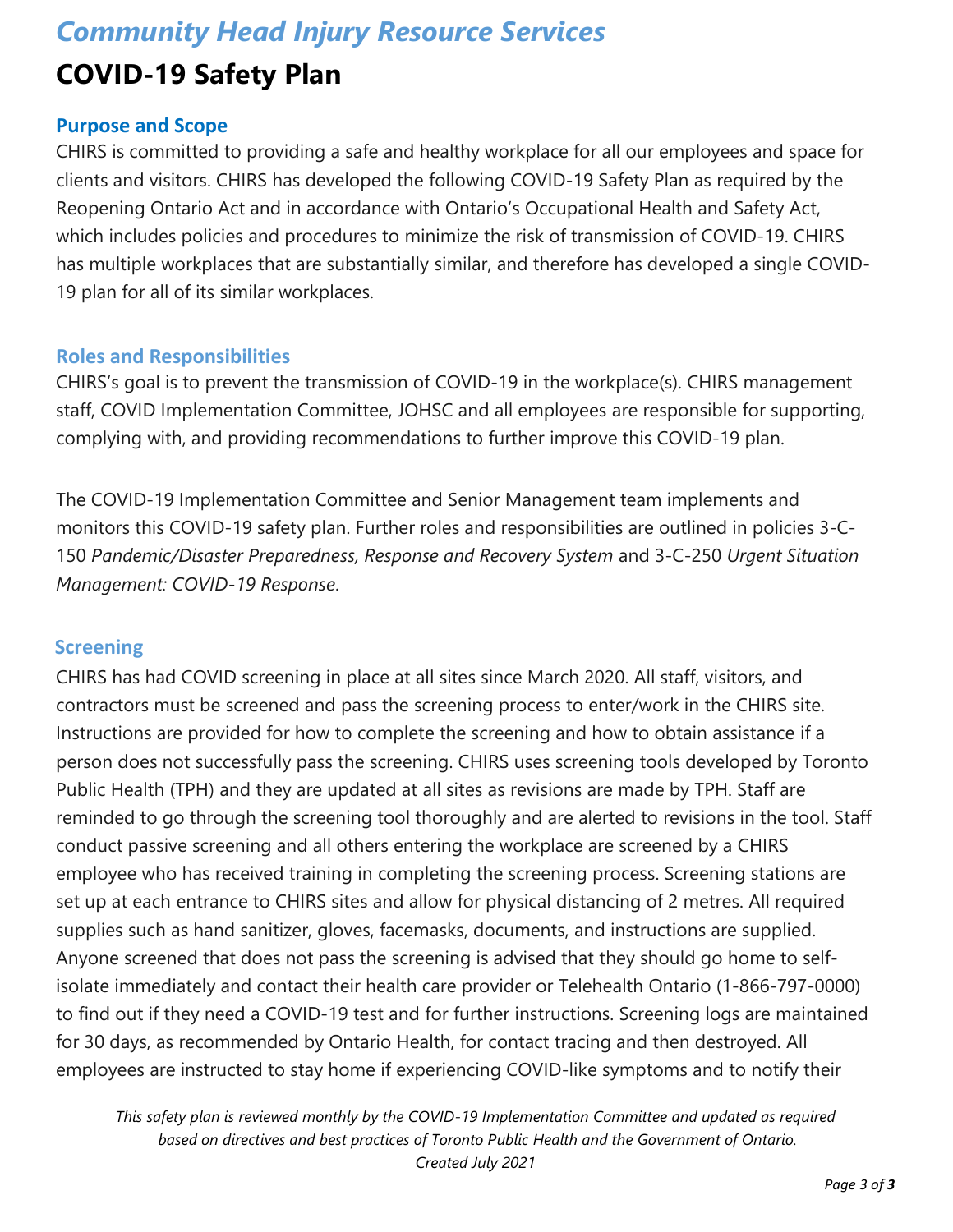# *Community Head Injury Resource Services*

# COVID-19 Safety Plan

## Purpose and Scope

CHIRS is committed to providing a safe and healthy workplace for all our employees and space for clients and visitors. CHIRS has developed the following COVID-19 Safety Plan as required by the Reopening Ontario Act and in accordance with Ontario's Occupational Health and Safety Act, which includes policies and procedures to minimize the risk of transmission of COVID-19. CHIRS has multiple workplaces that are substantially similar, and therefore has developed a single COVID-19 plan for all of its similar workplaces.

## Roles and Responsibilities

CHIRS's goal is to prevent the transmission of COVID-19 in the workplace(s). CHIRS management staff, COVID Implementation Committee, JOHSC and all employees are responsible for supporting, complying with, and providing recommendations to further improve this COVID-19 plan.

The COVID-19 Implementation Committee and Senior Management team implements and monitors this COVID-19 safety plan. Further roles and responsibilities are outlined in policies 3-C-150 *Pandemic/Disaster Preparedness, Response and Recovery System* and 3-C-250 *Urgent Situation Management: COVID-19 Response*.

## Screening

CHIRS has had COVID screening in place at all sites since March 2020. All staff, visitors, and contractors must be screened and pass the screening process to enter/work in the CHIRS site. Instructions are provided for how to complete the screening and how to obtain assistance if a person does not successfully pass the screening. CHIRS uses screening tools developed by Toronto Public Health (TPH) and they are updated at all sites as revisions are made by TPH. Staff are reminded to go through the screening tool thoroughly and are alerted to revisions in the tool. Staff conduct passive screening and all others entering the workplace are screened by a CHIRS employee who has received training in completing the screening process. Screening stations are set up at each entrance to CHIRS sites and allow for physical distancing of 2 metres. All required supplies such as hand sanitizer, gloves, facemasks, documents, and instructions are supplied. Anyone screened that does not pass the screening is advised that they should go home to self-isolate immediately and contact their health care provider or Telehealth Ontario (1-866-797-0000) to find out if they need a COVID-19 test and for further instructions. Screening logs are maintained for 30 days, as recommended by Ontario Health, for contact tracing and then destroyed. All employees are instructed to stay home if experiencing COVID-like symptoms and to notify their

*This safety plan is reviewed monthly by the COVID-19 Implementation Committee and updated as required based on directives and best practices of Toronto Public Health and the Government of Ontario.*
*Created July 2021*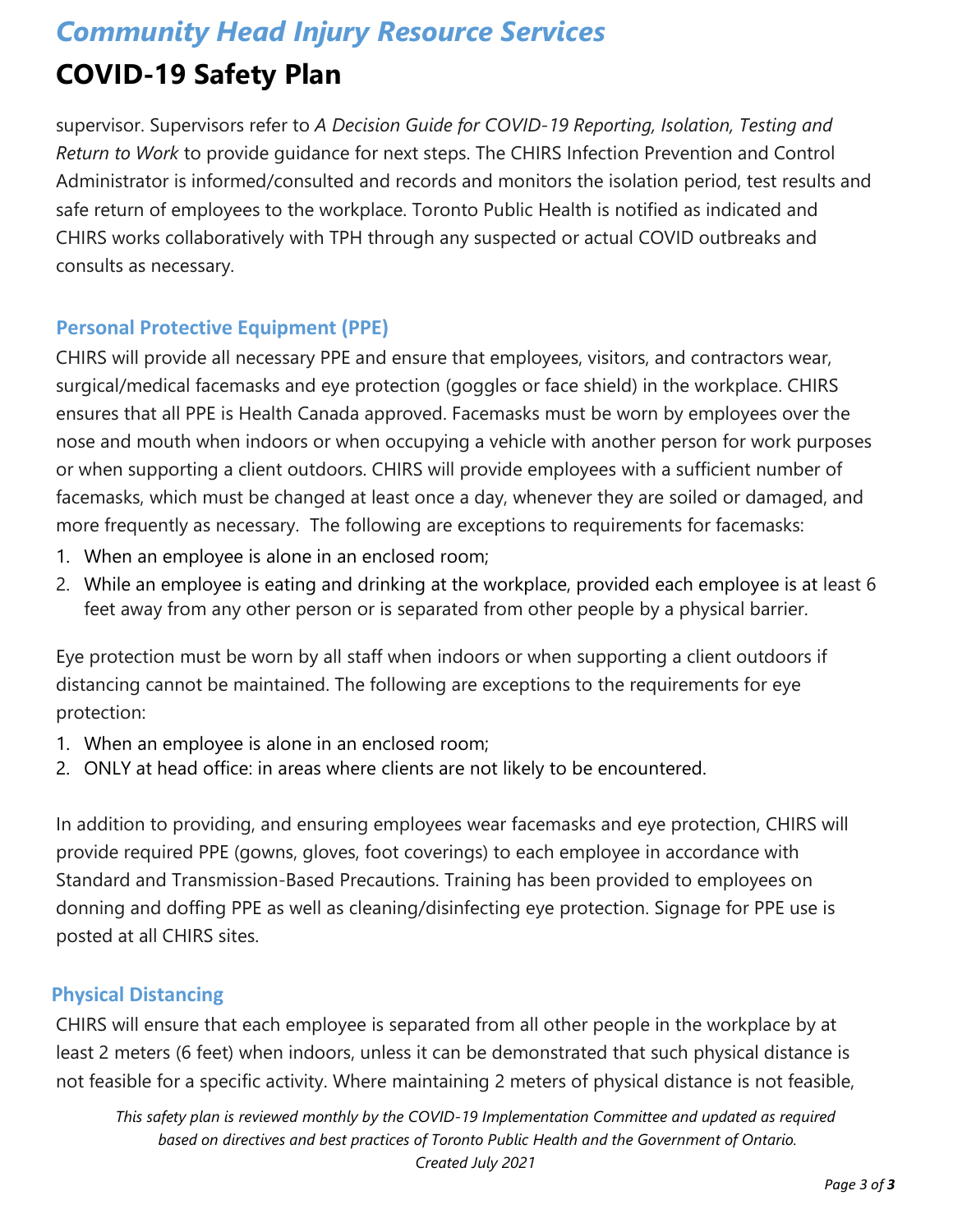supervisor. Supervisors refer to *A Decision Guide for COVID-19 Reporting, Isolation, Testing and Return to Work* to provide guidance for next steps. The CHIRS Infection Prevention and Control Administrator is informed/consulted and records and monitors the isolation period, test results and safe return of employees to the workplace. Toronto Public Health is notified as indicated and CHIRS works collaboratively with TPH through any suspected or actual COVID outbreaks and consults as necessary.

### Personal Protective Equipment (PPE)

CHIRS will provide all necessary PPE and ensure that employees, visitors, and contractors wear, surgical/medical facemasks and eye protection (goggles or face shield) in the workplace. CHIRS ensures that all PPE is Health Canada approved. Facemasks must be worn by employees over the nose and mouth when indoors or when occupying a vehicle with another person for work purposes or when supporting a client outdoors. CHIRS will provide employees with a sufficient number of facemasks, which must be changed at least once a day, whenever they are soiled or damaged, and more frequently as necessary. The following are exceptions to requirements for facemasks:

1. When an employee is alone in an enclosed room;
2. While an employee is eating and drinking at the workplace, provided each employee is at least 6 feet away from any other person or is separated from other people by a physical barrier.

Eye protection must be worn by all staff when indoors or when supporting a client outdoors if distancing cannot be maintained. The following are exceptions to the requirements for eye protection:

1. When an employee is alone in an enclosed room;
2. ONLY at head office: in areas where clients are not likely to be encountered.

In addition to providing, and ensuring employees wear facemasks and eye protection, CHIRS will provide required PPE (gowns, gloves, foot coverings) to each employee in accordance with Standard and Transmission-Based Precautions. Training has been provided to employees on donning and doffing PPE as well as cleaning/disinfecting eye protection. Signage for PPE use is posted at all CHIRS sites.

### Physical Distancing

CHIRS will ensure that each employee is separated from all other people in the workplace by at least 2 meters (6 feet) when indoors, unless it can be demonstrated that such physical distance is not feasible for a specific activity. Where maintaining 2 meters of physical distance is not feasible,

*This safety plan is reviewed monthly by the COVID-19 Implementation Committee and updated as required based on directives and best practices of Toronto Public Health and the Government of Ontario. Created July 2021*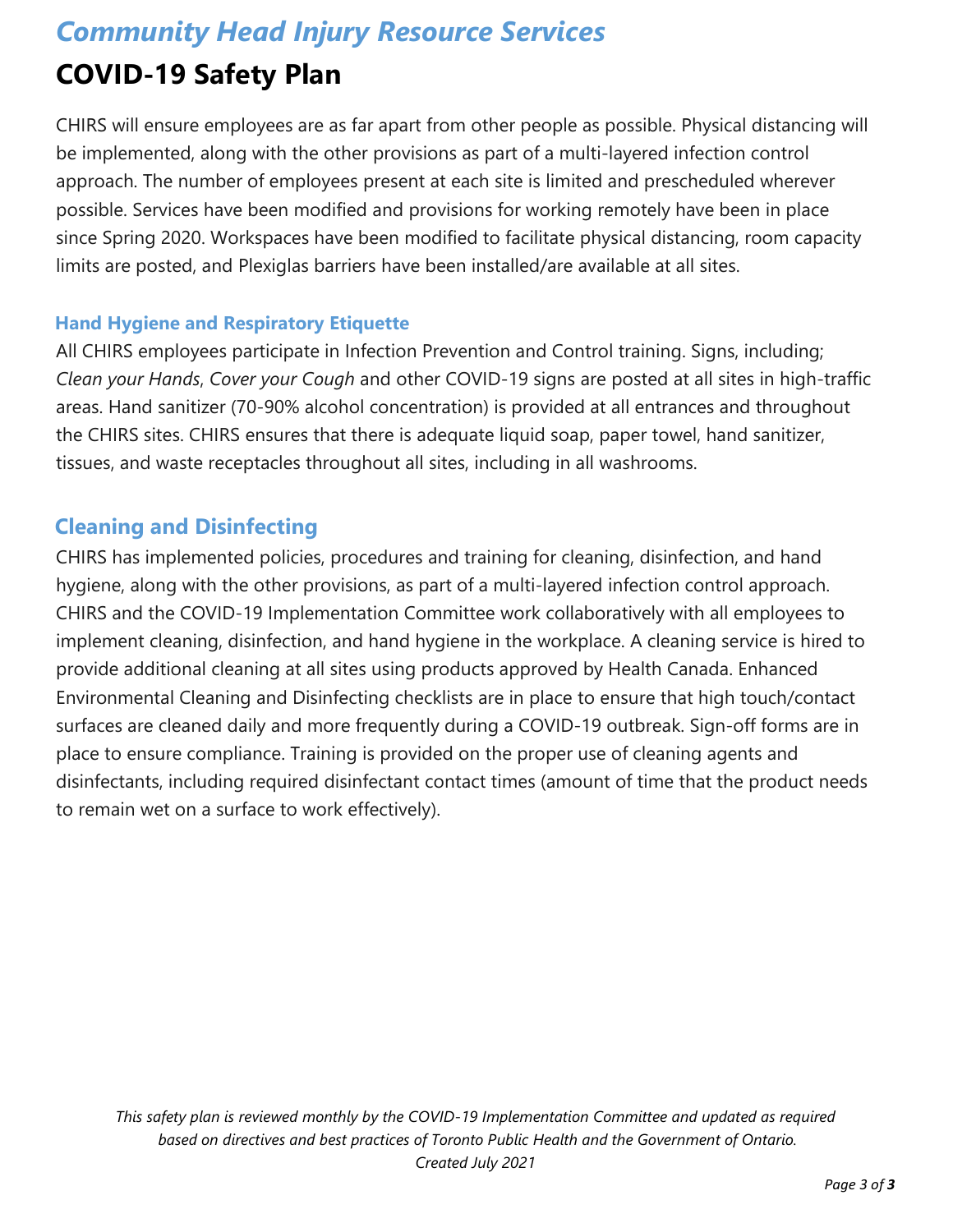# *Community Head Injury Resource Services*

# COVID-19 Safety Plan

CHIRS will ensure employees are as far apart from other people as possible. Physical distancing will be implemented, along with the other provisions as part of a multi-layered infection control approach. The number of employees present at each site is limited and prescheduled wherever possible. Services have been modified and provisions for working remotely have been in place since Spring 2020. Workspaces have been modified to facilitate physical distancing, room capacity limits are posted, and Plexiglas barriers have been installed/are available at all sites.

### Hand Hygiene and Respiratory Etiquette

All CHIRS employees participate in Infection Prevention and Control training. Signs, including; *Clean your Hands*, *Cover your Cough* and other COVID-19 signs are posted at all sites in high-traffic areas. Hand sanitizer (70-90% alcohol concentration) is provided at all entrances and throughout the CHIRS sites. CHIRS ensures that there is adequate liquid soap, paper towel, hand sanitizer, tissues, and waste receptacles throughout all sites, including in all washrooms.

## Cleaning and Disinfecting

CHIRS has implemented policies, procedures and training for cleaning, disinfection, and hand hygiene, along with the other provisions, as part of a multi-layered infection control approach. CHIRS and the COVID-19 Implementation Committee work collaboratively with all employees to implement cleaning, disinfection, and hand hygiene in the workplace. A cleaning service is hired to provide additional cleaning at all sites using products approved by Health Canada. Enhanced Environmental Cleaning and Disinfecting checklists are in place to ensure that high touch/contact surfaces are cleaned daily and more frequently during a COVID-19 outbreak. Sign-off forms are in place to ensure compliance. Training is provided on the proper use of cleaning agents and disinfectants, including required disinfectant contact times (amount of time that the product needs to remain wet on a surface to work effectively).

*This safety plan is reviewed monthly by the COVID-19 Implementation Committee and updated as required based on directives and best practices of Toronto Public Health and the Government of Ontario.*
*Created July 2021*